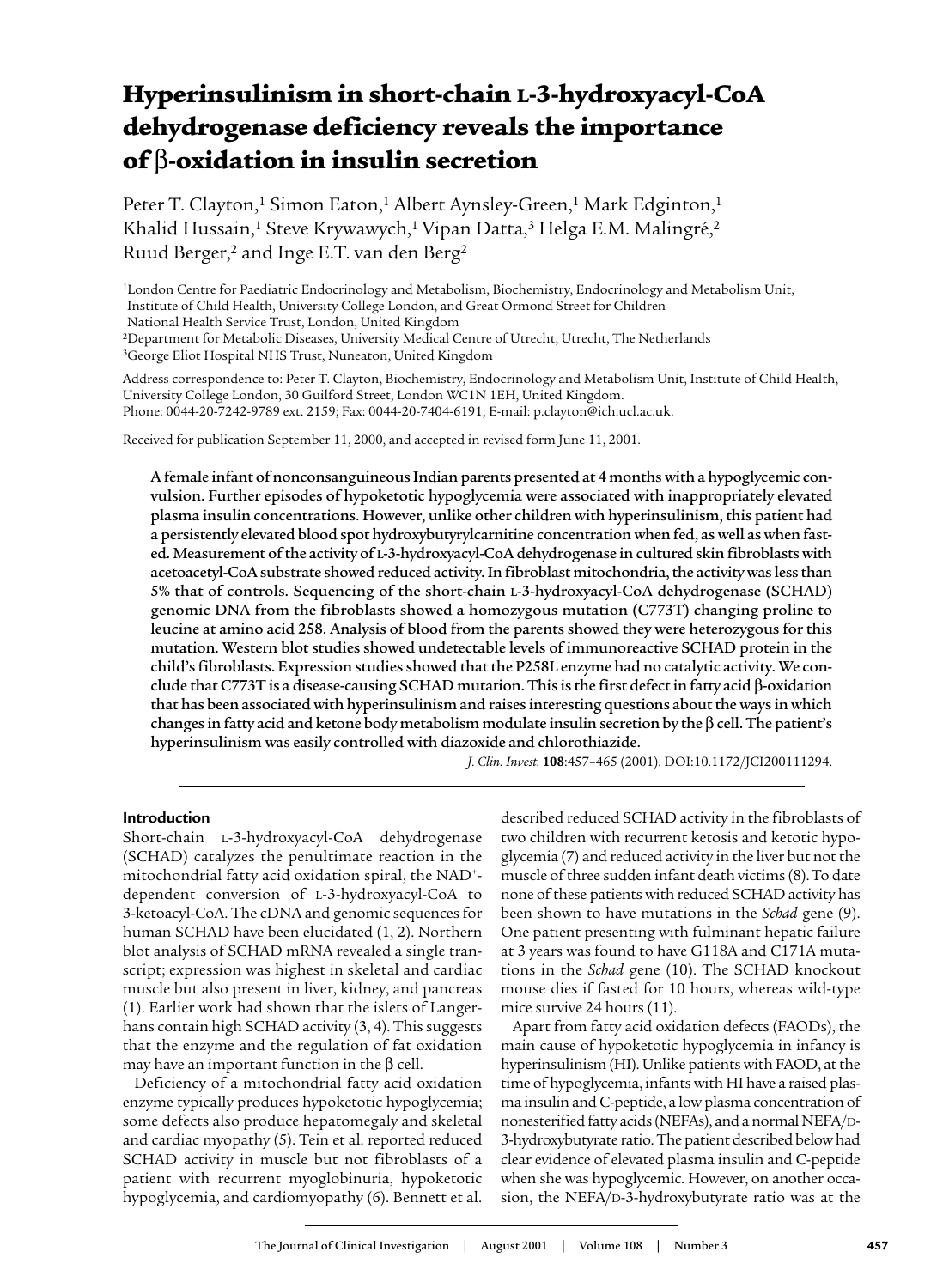# Hyperinsulinism in short-chain L-3-hydroxyacyl-CoA dehydrogenase deficiency reveals the importance of β-oxidation in insulin secretion

Peter T. Clayton,[1] Simon Eaton,[1] Albert Aynsley-Green,[1] Mark Edginton,[1] Khalid Hussain,[1] Steve Krywawych,[1] Vipan Datta,[3] Helga E.M. Malingré,[2] Ruud Berger,[2] and Inge E.T. van den Berg[2]

[1]London Centre for Paediatric Endocrinology and Metabolism, Biochemistry, Endocrinology and Metabolism Unit, Institute of Child Health, University College London, and Great Ormond Street for Children National Health Service Trust, London, United Kingdom
[2]Department for Metabolic Diseases, University Medical Centre of Utrecht, Utrecht, The Netherlands
[3]George Eliot Hospital NHS Trust, Nuneaton, United Kingdom

Address correspondence to: Peter T. Clayton, Biochemistry, Endocrinology and Metabolism Unit, Institute of Child Health, University College London, 30 Guilford Street, London WC1N 1EH, United Kingdom. Phone: 0044-20-7242-9789 ext. 2159; Fax: 0044-20-7404-6191; E-mail: p.clayton@ich.ucl.ac.uk.

Received for publication September 11, 2000, and accepted in revised form June 11, 2001.

**A female infant of nonconsanguineous Indian parents presented at 4 months with a hypoglycemic convulsion. Further episodes of hypoketotic hypoglycemia were associated with inappropriately elevated plasma insulin concentrations. However, unlike other children with hyperinsulinism, this patient had a persistently elevated blood spot hydroxybutyrylcarnitine concentration when fed, as well as when fasted. Measurement of the activity of L-3-hydroxyacyl-CoA dehydrogenase in cultured skin fibroblasts with acetoacetyl-CoA substrate showed reduced activity. In fibroblast mitochondria, the activity was less than 5% that of controls. Sequencing of the short-chain L-3-hydroxyacyl-CoA dehydrogenase (SCHAD) genomic DNA from the fibroblasts showed a homozygous mutation (C773T) changing proline to leucine at amino acid 258. Analysis of blood from the parents showed they were heterozygous for this mutation. Western blot studies showed undetectable levels of immunoreactive SCHAD protein in the child's fibroblasts. Expression studies showed that the P258L enzyme had no catalytic activity. We conclude that C773T is a disease-causing SCHAD mutation. This is the first defect in fatty acid β-oxidation that has been associated with hyperinsulinism and raises interesting questions about the ways in which changes in fatty acid and ketone body metabolism modulate insulin secretion by the β cell. The patient's hyperinsulinism was easily controlled with diazoxide and chlorothiazide.**

*J. Clin. Invest.* **108**:457–465 (2001). DOI:10.1172/JCI200111294.

## Introduction

Short-chain L-3-hydroxyacyl-CoA dehydrogenase (SCHAD) catalyzes the penultimate reaction in the mitochondrial fatty acid oxidation spiral, the $NAD^+$-dependent conversion of L-3-hydroxyacyl-CoA to 3-ketoacyl-CoA. The cDNA and genomic sequences for human SCHAD have been elucidated (1, 2). Northern blot analysis of SCHAD mRNA revealed a single transcript; expression was highest in skeletal and cardiac muscle but also present in liver, kidney, and pancreas (1). Earlier work had shown that the islets of Langerhans contain high SCHAD activity (3, 4). This suggests that the enzyme and the regulation of fat oxidation may have an important function in the β cell.

Deficiency of a mitochondrial fatty acid oxidation enzyme typically produces hypoketotic hypoglycemia; some defects also produce hepatomegaly and skeletal and cardiac myopathy (5). Tein et al. reported reduced SCHAD activity in muscle but not fibroblasts of a patient with recurrent myoglobinuria, hypoketotic hypoglycemia, and cardiomyopathy (6). Bennett et al. described reduced SCHAD activity in the fibroblasts of two children with recurrent ketosis and ketotic hypoglycemia (7) and reduced activity in the liver but not the muscle of three sudden infant death victims (8). To date none of these patients with reduced SCHAD activity has been shown to have mutations in the *Schad* gene (9). One patient presenting with fulminant hepatic failure at 3 years was found to have G118A and C171A mutations in the *Schad* gene (10). The SCHAD knockout mouse dies if fasted for 10 hours, whereas wild-type mice survive 24 hours (11).

Apart from fatty acid oxidation defects (FAODs), the main cause of hypoketotic hypoglycemia in infancy is hyperinsulinism (HI). Unlike patients with FAOD, at the time of hypoglycemia, infants with HI have a raised plasma insulin and C-peptide, a low plasma concentration of nonesterified fatty acids (NEFAs), and a normal NEFA/D-3-hydroxybutyrate ratio. The patient described below had clear evidence of elevated plasma insulin and C-peptide when she was hypoglycemic. However, on another occasion, the NEFA/D-3-hydroxybutyrate ratio was at the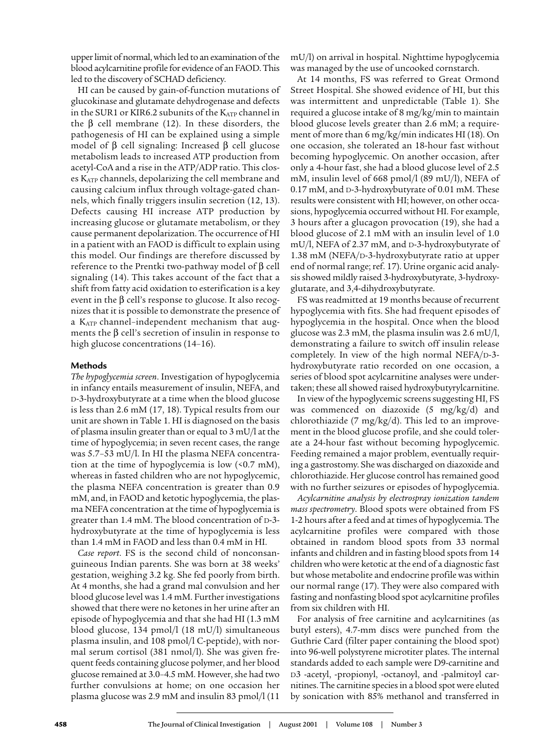upper limit of normal, which led to an examination of the blood acylcarnitine profile for evidence of an FAOD. This led to the discovery of SCHAD deficiency.

HI can be caused by gain-of-function mutations of glucokinase and glutamate dehydrogenase and defects in the SUR1 or KIR6.2 subunits of the $K_{ATP}$ channel in the β cell membrane (12). In these disorders, the pathogenesis of HI can be explained using a simple model of β cell signaling: Increased β cell glucose metabolism leads to increased ATP production from acetyl-CoA and a rise in the ATP/ADP ratio. This closes $K_{ATP}$ channels, depolarizing the cell membrane and causing calcium influx through voltage-gated channels, which finally triggers insulin secretion (12, 13). Defects causing HI increase ATP production by increasing glucose or glutamate metabolism, or they cause permanent depolarization. The occurrence of HI in a patient with an FAOD is difficult to explain using this model. Our findings are therefore discussed by reference to the Prentki two-pathway model of β cell signaling (14). This takes account of the fact that a shift from fatty acid oxidation to esterification is a key event in the β cell's response to glucose. It also recognizes that it is possible to demonstrate the presence of a $K_{ATP}$ channel–independent mechanism that augments the β cell's secretion of insulin in response to high glucose concentrations (14–16).

## Methods

*The hypoglycemia screen.* Investigation of hypoglycemia in infancy entails measurement of insulin, NEFA, and D-3-hydroxybutyrate at a time when the blood glucose is less than 2.6 mM. Typical results from our unit are shown in Table 1. HI is diagnosed on the basis of plasma insulin greater than or equal to 3 mU/l at the time of hypoglycemia; in seven recent cases, the range was 5.7–53 mU/l. In HI the plasma NEFA concentration at the time of hypoglycemia is low (<0.7 mM), whereas in fasted children who are not hypoglycemic, the plasma NEFA concentration is greater than 0.9 mM, and, in FAOD and ketotic hypoglycemia, the plasma NEFA concentration at the time of hypoglycemia is greater than 1.4 mM. The blood concentration of D-3-hydroxybutyrate at the time of hypoglycemia is less than 1.4 mM in FAOD and less than 0.4 mM in HI.

*Case report.* FS is the second child of nonconsanguineous Indian parents. She was born at 38 weeks' gestation, weighing 3.2 kg. She fed poorly from birth. At 4 months, she had a grand mal convulsion and her blood glucose level was 1.4 mM. Further investigations showed that there were no ketones in her urine after an episode of hypoglycemia and that she had HI (1.3 mM blood glucose, 134 pmol/l (18 mU/l) simultaneous plasma insulin, and 108 pmol/l C-peptide), with normal serum cortisol (381 nmol/l). She was given frequent feeds containing glucose polymer, and her blood glucose remained at 3.0–4.5 mM. However, she had two further convulsions at home; on one occasion her plasma glucose was 2.9 mM and insulin 83 pmol/l (11 mU/l) on arrival in hospital. Nighttime hypoglycemia was managed by the use of uncooked cornstarch.

At 14 months, FS was referred to Great Ormond Street Hospital. She showed evidence of HI, but this was intermittent and unpredictable (Table 1). She required a glucose intake of 8 mg/kg/min to maintain blood glucose levels greater than 2.6 mM; a requirement of more than 6 mg/kg/min indicates HI (18). On one occasion, she tolerated an 18-hour fast without becoming hypoglycemic. On another occasion, after only a 4-hour fast, she had a blood glucose level of 2.5 mM, insulin level of 668 pmol/l (89 mU/l), NEFA of 0.17 mM, and D-3-hydroxybutyrate of 0.01 mM. These results were consistent with HI; however, on other occasions, hypoglycemia occurred without HI. For example, 3 hours after a glucagon provocation (19), she had a blood glucose of 2.1 mM with an insulin level of 1.0 mU/l, NEFA of 2.37 mM, and D-3-hydroxybutyrate of 1.38 mM (NEFA/D-3-hydroxybutyrate ratio at upper end of normal range; ref. 17). Urine organic acid analysis showed mildly raised 3-hydroxybutyrate, 3-hydroxyglutarate, and 3,4-dihydroxybutyrate.

FS was readmitted at 19 months because of recurrent hypoglycemia with fits. She had frequent episodes of hypoglycemia in the hospital. Once when the blood glucose was 2.3 mM, the plasma insulin was 2.6 mU/l, demonstrating a failure to switch off insulin release completely. In view of the high normal NEFA/D-3-hydroxybutyrate ratio recorded on one occasion, a series of blood spot acylcarnitine analyses were undertaken; these all showed raised hydroxybutyrylcarnitine.

In view of the hypoglycemic screens suggesting HI, FS was commenced on diazoxide (5 mg/kg/d) and chlorothiazide (7 mg/kg/d). This led to an improvement in the blood glucose profile, and she could tolerate a 24-hour fast without becoming hypoglycemic. Feeding remained a major problem, eventually requiring a gastrostomy. She was discharged on diazoxide and chlorothiazide. Her glucose control has remained good with no further seizures or episodes of hypoglycemia.

*Acylcarnitine analysis by electrospray ionization tandem mass spectrometry.* Blood spots were obtained from FS 1-2 hours after a feed and at times of hypoglycemia. The acylcarnitine profiles were compared with those obtained in random blood spots from 33 normal infants and children and in fasting blood spots from 14 children who were ketotic at the end of a diagnostic fast but whose metabolite and endocrine profile was within our normal range (17). They were also compared with fasting and nonfasting blood spot acylcarnitine profiles from six children with HI.

For analysis of free carnitine and acylcarnitines (as butyl esters), 4.7-mm discs were punched from the Guthrie Card (filter paper containing the blood spot) into 96-well polystyrene microtiter plates. The internal standards added to each sample were D9-carnitine and D3 -acetyl, -propionyl, -octanoyl, and -palmitoyl carnitines. The carnitine species in a blood spot were eluted by sonication with 85% methanol and transferred in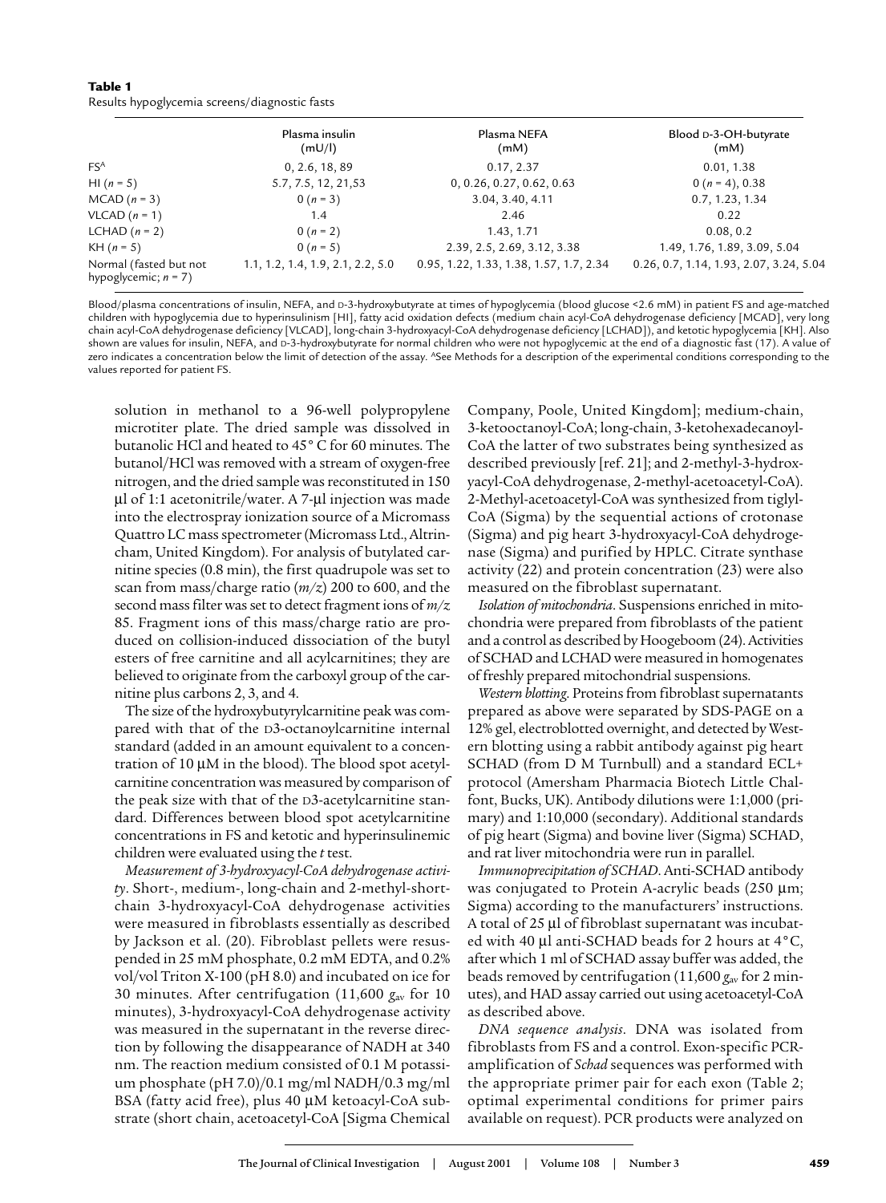**Table 1**
Results hypoglycemia screens/diagnostic fasts

| | Plasma insulin (mU/l) | Plasma NEFA (mM) | Blood D-3-OH-butyrate (mM) |
|---|---|---|---|
| FS[A] | 0, 2.6, 18, 89 | 0.17, 2.37 | 0.01, 1.38 |
| HI ($n$ = 5) | 5.7, 7.5, 12, 21,53 | 0, 0.26, 0.27, 0.62, 0.63 | 0 ($n$ = 4), 0.38 |
| MCAD ($n$ = 3) | 0 ($n$ = 3) | 3.04, 3.40, 4.11 | 0.7, 1.23, 1.34 |
| VLCAD ($n$ = 1) | 1.4 | 2.46 | 0.22 |
| LCHAD ($n$ = 2) | 0 ($n$ = 2) | 1.43, 1.71 | 0.08, 0.2 |
| KH ($n$ = 5) | 0 ($n$ = 5) | 2.39, 2.5, 2.69, 3.12, 3.38 | 1.49, 1.76, 1.89, 3.09, 5.04 |
| Normal (fasted but not hypoglycemic; $n$ = 7) | 1.1, 1.2, 1.4, 1.9, 2.1, 2.2, 5.0 | 0.95, 1.22, 1.33, 1.38, 1.57, 1.7, 2.34 | 0.26, 0.7, 1.14, 1.93, 2.07, 3.24, 5.04 |

Blood/plasma concentrations of insulin, NEFA, and D-3-hydroxybutyrate at times of hypoglycemia (blood glucose <2.6 mM) in patient FS and age-matched children with hypoglycemia due to hyperinsulinism [HI], fatty acid oxidation defects (medium chain acyl-CoA dehydrogenase deficiency [MCAD], very long chain acyl-CoA dehydrogenase deficiency [VLCAD], long-chain 3-hydroxyacyl-CoA dehydrogenase deficiency [LCHAD]), and ketotic hypoglycemia [KH]. Also shown are values for insulin, NEFA, and D-3-hydroxybutyrate for normal children who were not hypoglycemic at the end of a diagnostic fast (17). A value of zero indicates a concentration below the limit of detection of the assay. [A]See Methods for a description of the experimental conditions corresponding to the values reported for patient FS.

solution in methanol to a 96-well polypropylene microtiter plate. The dried sample was dissolved in butanolic HCl and heated to 45° C for 60 minutes. The butanol/HCl was removed with a stream of oxygen-free nitrogen, and the dried sample was reconstituted in 150 μl of 1:1 acetonitrile/water. A 7-μl injection was made into the electrospray ionization source of a Micromass Quattro LC mass spectrometer (Micromass Ltd., Altrincham, United Kingdom). For analysis of butylated carnitine species (0.8 min), the first quadrupole was set to scan from mass/charge ratio ($m/z$) 200 to 600, and the second mass filter was set to detect fragment ions of $m/z$ 85. Fragment ions of this mass/charge ratio are produced on collision-induced dissociation of the butyl esters of free carnitine and all acylcarnitines; they are believed to originate from the carboxyl group of the carnitine plus carbons 2, 3, and 4.

The size of the hydroxybutyrylcarnitine peak was compared with that of the D3-octanoylcarnitine internal standard (added in an amount equivalent to a concentration of 10 μM in the blood). The blood spot acetylcarnitine concentration was measured by comparison of the peak size with that of the D3-acetylcarnitine standard. Differences between blood spot acetylcarnitine concentrations in FS and ketotic and hyperinsulinemic children were evaluated using the $t$ test.

*Measurement of 3-hydroxyacyl-CoA dehydrogenase activity*. Short-, medium-, long-chain and 2-methyl-short-chain 3-hydroxyacyl-CoA dehydrogenase activities were measured in fibroblasts essentially as described by Jackson et al. (20). Fibroblast pellets were resuspended in 25 mM phosphate, 0.2 mM EDTA, and 0.2% vol/vol Triton X-100 (pH 8.0) and incubated on ice for 30 minutes. After centrifugation (11,600 $g_{av}$ for 10 minutes), 3-hydroxyacyl-CoA dehydrogenase activity was measured in the supernatant in the reverse direction by following the disappearance of NADH at 340 nm. The reaction medium consisted of 0.1 M potassium phosphate (pH 7.0)/0.1 mg/ml NADH/0.3 mg/ml BSA (fatty acid free), plus 40 μM ketoacyl-CoA substrate (short chain, acetoacetyl-CoA [Sigma Chemical Company, Poole, United Kingdom]; medium-chain, 3-ketooctanoyl-CoA; long-chain, 3-ketohexadecanoyl-CoA the latter of two substrates being synthesized as described previously [ref. 21]; and 2-methyl-3-hydroxyacyl-CoA dehydrogenase, 2-methyl-acetoacetyl-CoA). 2-Methyl-acetoacetyl-CoA was synthesized from tiglyl-CoA (Sigma) by the sequential actions of crotonase (Sigma) and pig heart 3-hydroxyacyl-CoA dehydrogenase (Sigma) and purified by HPLC. Citrate synthase activity (22) and protein concentration (23) were also measured on the fibroblast supernatant.

*Isolation of mitochondria*. Suspensions enriched in mitochondria were prepared from fibroblasts of the patient and a control as described by Hoogeboom (24). Activities of SCHAD and LCHAD were measured in homogenates of freshly prepared mitochondrial suspensions.

*Western blotting*. Proteins from fibroblast supernatants prepared as above were separated by SDS-PAGE on a 12% gel, electroblotted overnight, and detected by Western blotting using a rabbit antibody against pig heart SCHAD (from D M Turnbull) and a standard ECL+ protocol (Amersham Pharmacia Biotech Little Chalfont, Bucks, UK). Antibody dilutions were 1:1,000 (primary) and 1:10,000 (secondary). Additional standards of pig heart (Sigma) and bovine liver (Sigma) SCHAD, and rat liver mitochondria were run in parallel.

*Immunoprecipitation of SCHAD*. Anti-SCHAD antibody was conjugated to Protein A-acrylic beads (250 μm; Sigma) according to the manufacturers' instructions. A total of 25 μl of fibroblast supernatant was incubated with 40 μl anti-SCHAD beads for 2 hours at 4°C, after which 1 ml of SCHAD assay buffer was added, the beads removed by centrifugation (11,600 $g_{av}$ for 2 minutes), and HAD assay carried out using acetoacetyl-CoA as described above.

*DNA sequence analysis*. DNA was isolated from fibroblasts from FS and a control. Exon-specific PCR-amplification of *Schad* sequences was performed with the appropriate primer pair for each exon (Table 2; optimal experimental conditions for primer pairs available on request). PCR products were analyzed on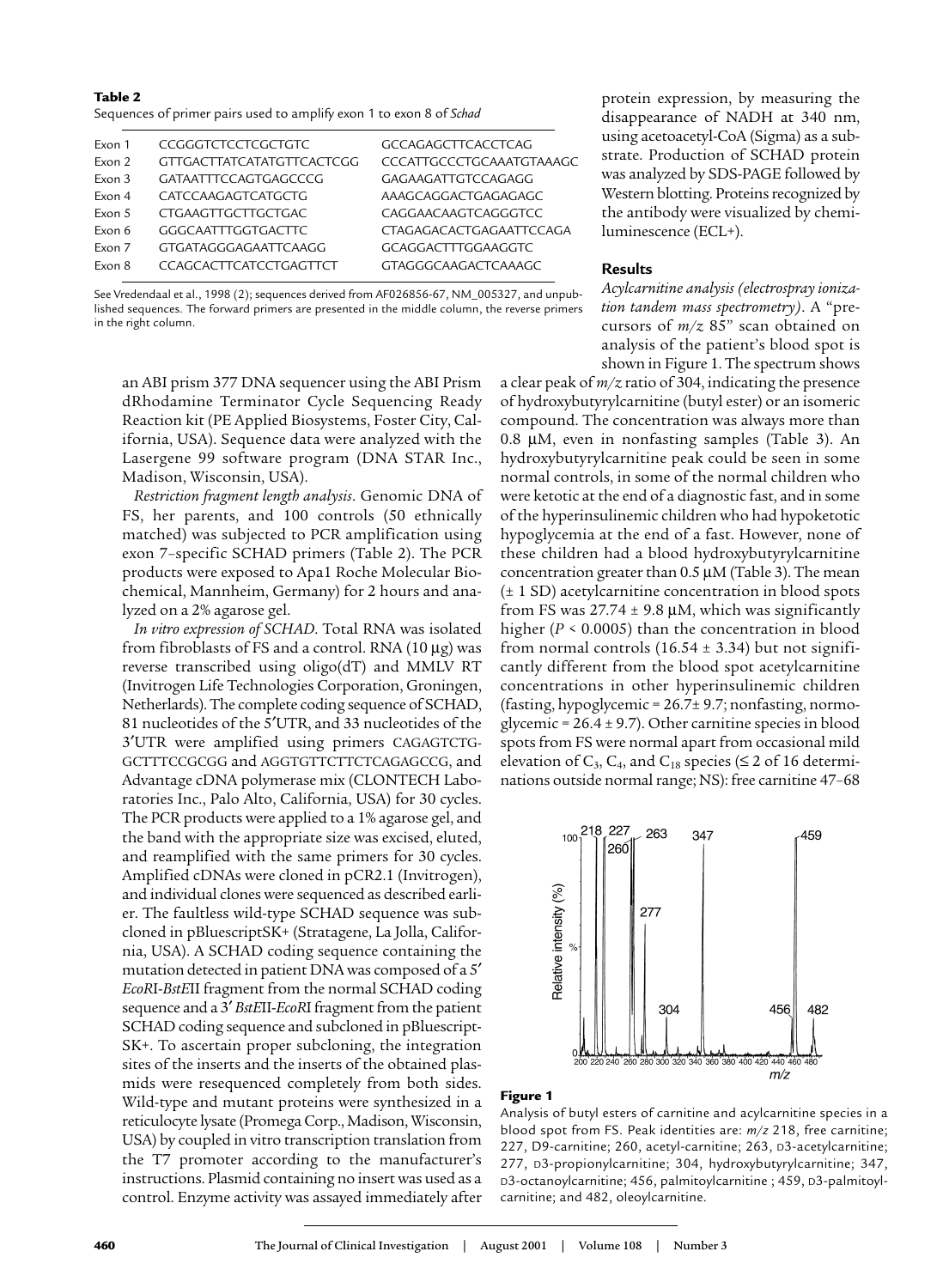**Table 2**
Sequences of primer pairs used to amplify exon 1 to exon 8 of *Schad*

| | | |
|---|---|---|
| Exon 1 | CCGGGTCTCCTCGCTGTC | GCCAGAGCTTCACCTCAG |
| Exon 2 | GTTGACTTATCATATGTTCACTCGG | CCCATTGCCCTGCAAATGTAAAGC |
| Exon 3 | GATAATTTCCAGTGAGCCCG | GAGAAGATTGTCCAGAGG |
| Exon 4 | CATCCAAGAGTCATGCTG | AAAGCAGGACTGAGAGAGC |
| Exon 5 | CTGAAGTTGCTTGCTGAC | CAGGAACAAGTCAGGGTCC |
| Exon 6 | GGGCAATTTGGTGACTTC | CTAGAGACACTGAGAATTCCAGA |
| Exon 7 | GTGATAGGGAGAATTCAAGG | GCAGGACTTTGGAAGGTC |
| Exon 8 | CCAGCACTTCATCCTGAGTTCT | GTAGGGCAAGACTCAAAGC |

See Vredendaal et al., 1998 (2); sequences derived from AF026856-67, NM_005327, and unpublished sequences. The forward primers are presented in the middle column, the reverse primers in the right column.

an ABI prism 377 DNA sequencer using the ABI Prism dRhodamine Terminator Cycle Sequencing Ready Reaction kit (PE Applied Biosystems, Foster City, California, USA). Sequence data were analyzed with the Lasergene 99 software program (DNA STAR Inc., Madison, Wisconsin, USA).

*Restriction fragment length analysis*. Genomic DNA of FS, her parents, and 100 controls (50 ethnically matched) was subjected to PCR amplification using exon 7–specific SCHAD primers (Table 2). The PCR products were exposed to Apa1 Roche Molecular Biochemical, Mannheim, Germany) for 2 hours and analyzed on a 2% agarose gel.

*In vitro expression of SCHAD*. Total RNA was isolated from fibroblasts of FS and a control. RNA (10 μg) was reverse transcribed using oligo(dT) and MMLV RT (Invitrogen Life Technologies Corporation, Groningen, Netherlands). The complete coding sequence of SCHAD, 81 nucleotides of the 5′UTR, and 33 nucleotides of the 3′UTR were amplified using primers CAGAGTCTG-GCTTTCCGCGG and AGGTGTTCTTCTCAGAGCCG, and Advantage cDNA polymerase mix (CLONTECH Laboratories Inc., Palo Alto, California, USA) for 30 cycles. The PCR products were applied to a 1% agarose gel, and the band with the appropriate size was excised, eluted, and reamplified with the same primers for 30 cycles. Amplified cDNAs were cloned in pCR2.1 (Invitrogen), and individual clones were sequenced as described earlier. The faultless wild-type SCHAD sequence was subcloned in pBluescriptSK+ (Stratagene, La Jolla, California, USA). A SCHAD coding sequence containing the mutation detected in patient DNA was composed of a 5′ *Eco*RI-*Bst*EII fragment from the normal SCHAD coding sequence and a 3′ *Bst*EII-*Eco*RI fragment from the patient SCHAD coding sequence and subcloned in pBluescript-SK+. To ascertain proper subcloning, the integration sites of the inserts and the inserts of the obtained plasmids were resequenced completely from both sides. Wild-type and mutant proteins were synthesized in a reticulocyte lysate (Promega Corp., Madison, Wisconsin, USA) by coupled in vitro transcription translation from the T7 promoter according to the manufacturer's instructions. Plasmid containing no insert was used as a control. Enzyme activity was assayed immediately after protein expression, by measuring the disappearance of NADH at 340 nm, using acetoacetyl-CoA (Sigma) as a substrate. Production of SCHAD protein was analyzed by SDS-PAGE followed by Western blotting. Proteins recognized by the antibody were visualized by chemiluminescence (ECL+).

## Results

*Acylcarnitine analysis (electrospray ionization tandem mass spectrometry)*. A "precursors of $m/z$ 85" scan obtained on analysis of the patient's blood spot is shown in Figure 1. The spectrum shows a clear peak of $m/z$ ratio of 304, indicating the presence of hydroxybutyrylcarnitine (butyl ester) or an isomeric compound. The concentration was always more than 0.8 μM, even in nonfasting samples (Table 3). An hydroxybutyrylcarnitine peak could be seen in some normal controls, in some of the normal children who were ketotic at the end of a diagnostic fast, and in some of the hyperinsulinemic children who had hypoketotic hypoglycemia at the end of a fast. However, none of these children had a blood hydroxybutyrylcarnitine concentration greater than 0.5 μM (Table 3). The mean (± 1 SD) acetylcarnitine concentration in blood spots from FS was 27.74 ± 9.8 μM, which was significantly higher ($P < 0.0005$) than the concentration in blood from normal controls (16.54 ± 3.34) but not significantly different from the blood spot acetylcarnitine concentrations in other hyperinsulinemic children (fasting, hypoglycemic = 26.7± 9.7; nonfasting, normoglycemic = 26.4 ± 9.7). Other carnitine species in blood spots from FS were normal apart from occasional mild elevation of $C_3$, $C_4$, and $C_{18}$ species (≤ 2 of 16 determinations outside normal range; NS): free carnitine 47–68

**Figure 1**
Analysis of butyl esters of carnitine and acylcarnitine species in a blood spot from FS. Peak identities are: $m/z$ 218, free carnitine; 227, D9-carnitine; 260, acetyl-carnitine; 263, D3-acetylcarnitine; 277, D3-propionylcarnitine; 304, hydroxybutyrylcarnitine; 347, D3-octanoylcarnitine; 456, palmitoylcarnitine ; 459, D3-palmitoylcarnitine; and 482, oleoylcarnitine.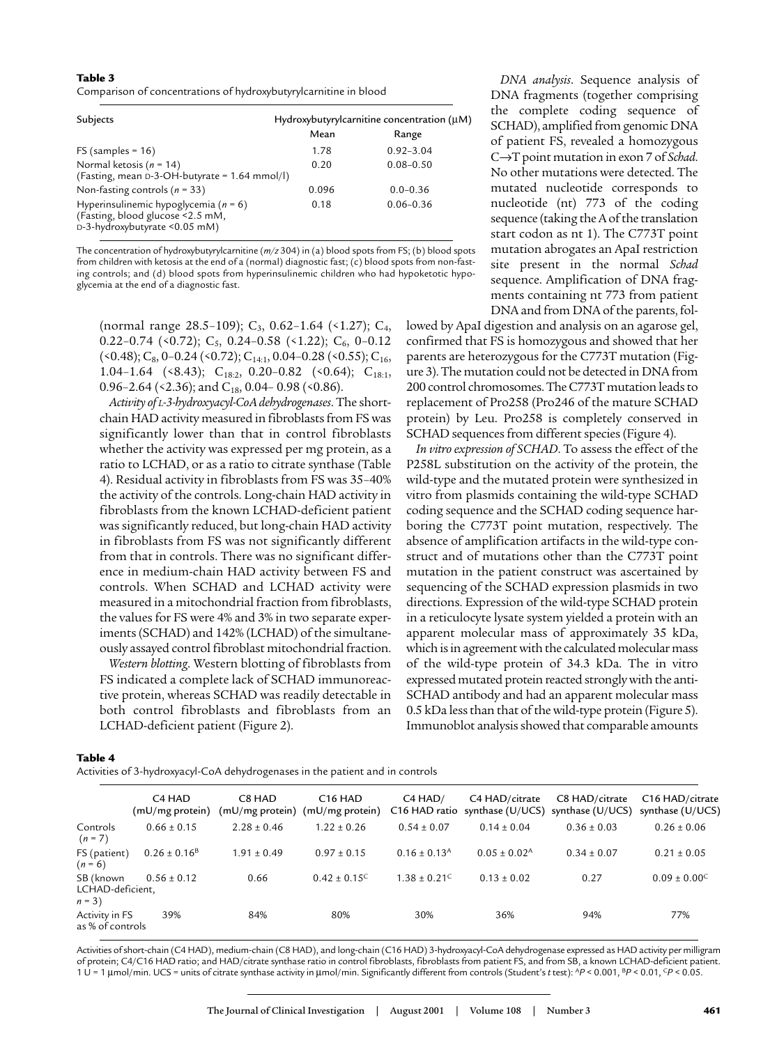**Table 3**

Comparison of concentrations of hydroxybutyrylcarnitine in blood

| Subjects | Hydroxybutyrylcarnitine concentration (μM) | |
|---|---|---|
| | Mean | Range |
| FS (samples = 16) | 1.78 | 0.92–3.04 |
| Normal ketosis ($n$ = 14) (Fasting, mean D-3-OH-butyrate = 1.64 mmol/l) | 0.20 | 0.08–0.50 |
| Non-fasting controls ($n$ = 33) | 0.096 | 0.0–0.36 |
| Hyperinsulinemic hypoglycemia ($n$ = 6) (Fasting, blood glucose <2.5 mM, D-3-hydroxybutyrate <0.05 mM) | 0.18 | 0.06–0.36 |

The concentration of hydroxybutyrylcarnitine ($m/z$ 304) in (a) blood spots from FS; (b) blood spots from children with ketosis at the end of a (normal) diagnostic fast; (c) blood spots from non-fasting controls; and (d) blood spots from hyperinsulinemic children who had hypoketotic hypoglycemia at the end of a diagnostic fast.

(normal range 28.5–109); $C_3$, 0.62–1.64 (<1.27); $C_4$, 0.22–0.74 (<0.72); $C_5$, 0.24–0.58 (<1.22); $C_6$, 0–0.12 (<0.48); $C_8$, 0–0.24 (<0.72); $C_{14:1}$, 0.04–0.28 (<0.55); $C_{16}$, 1.04–1.64 (<8.43); $C_{18:2}$, 0.20–0.82 (<0.64); $C_{18:1}$, 0.96–2.64 (<2.36); and $C_{18}$, 0.04– 0.98 (<0.86).

*Activity of L-3-hydroxyacyl-CoA dehydrogenases*. The short-chain HAD activity measured in fibroblasts from FS was significantly lower than that in control fibroblasts whether the activity was expressed per mg protein, as a ratio to LCHAD, or as a ratio to citrate synthase (Table 4). Residual activity in fibroblasts from FS was 35–40% the activity of the controls. Long-chain HAD activity in fibroblasts from the known LCHAD-deficient patient was significantly reduced, but long-chain HAD activity in fibroblasts from FS was not significantly different from that in controls. There was no significant difference in medium-chain HAD activity between FS and controls. When SCHAD and LCHAD activity were measured in a mitochondrial fraction from fibroblasts, the values for FS were 4% and 3% in two separate experiments (SCHAD) and 142% (LCHAD) of the simultaneously assayed control fibroblast mitochondrial fraction.

*Western blotting*. Western blotting of fibroblasts from FS indicated a complete lack of SCHAD immunoreactive protein, whereas SCHAD was readily detectable in both control fibroblasts and fibroblasts from an LCHAD-deficient patient (Figure 2).

*DNA analysis*. Sequence analysis of DNA fragments (together comprising the complete coding sequence of SCHAD), amplified from genomic DNA of patient FS, revealed a homozygous C→T point mutation in exon 7 of *Schad*. No other mutations were detected. The mutated nucleotide corresponds to nucleotide (nt) 773 of the coding sequence (taking the A of the translation start codon as nt 1). The C773T point mutation abrogates an ApaI restriction site present in the normal *Schad* sequence. Amplification of DNA fragments containing nt 773 from patient DNA and from DNA of the parents, followed by ApaI digestion and analysis on an agarose gel, confirmed that FS is homozygous and showed that her parents are heterozygous for the C773T mutation (Figure 3). The mutation could not be detected in DNA from 200 control chromosomes. The C773T mutation leads to replacement of Pro258 (Pro246 of the mature SCHAD protein) by Leu. Pro258 is completely conserved in SCHAD sequences from different species (Figure 4).

*In vitro expression of SCHAD*. To assess the effect of the P258L substitution on the activity of the protein, the wild-type and the mutated protein were synthesized in vitro from plasmids containing the wild-type SCHAD coding sequence and the SCHAD coding sequence harboring the C773T point mutation, respectively. The absence of amplification artifacts in the wild-type construct and of mutations other than the C773T point mutation in the patient construct was ascertained by sequencing of the SCHAD expression plasmids in two directions. Expression of the wild-type SCHAD protein in a reticulocyte lysate system yielded a protein with an apparent molecular mass of approximately 35 kDa, which is in agreement with the calculated molecular mass of the wild-type protein of 34.3 kDa. The in vitro expressed mutated protein reacted strongly with the anti-SCHAD antibody and had an apparent molecular mass 0.5 kDa less than that of the wild-type protein (Figure 5). Immunoblot analysis showed that comparable amounts

**Table 4**

Activities of 3-hydroxyacyl-CoA dehydrogenases in the patient and in controls

| | C4 HAD (mU/mg protein) | C8 HAD (mU/mg protein) | C16 HAD (mU/mg protein) | C4 HAD/ C16 HAD ratio | C4 HAD/citrate synthase (U/UCS) | C8 HAD/citrate synthase (U/UCS) | C16 HAD/citrate synthase (U/UCS) |
|---|---|---|---|---|---|---|---|
| Controls ($n$ = 7) | 0.66 ± 0.15 | 2.28 ± 0.46 | 1.22 ± 0.26 | 0.54 ± 0.07 | 0.14 ± 0.04 | 0.36 ± 0.03 | 0.26 ± 0.06 |
| FS (patient) ($n$ = 6) | 0.26 ± 0.16[B] | 1.91 ± 0.49 | 0.97 ± 0.15 | 0.16 ± 0.13[A] | 0.05 ± 0.02[A] | 0.34 ± 0.07 | 0.21 ± 0.05 |
| SB (known LCHAD-deficient, $n$ = 3) | 0.56 ± 0.12 | 0.66 | 0.42 ± 0.15[C] | 1.38 ± 0.21[C] | 0.13 ± 0.02 | 0.27 | 0.09 ± 0.00[C] |
| Activity in FS as % of controls | 39% | 84% | 80% | 30% | 36% | 94% | 77% |

Activities of short-chain (C4 HAD), medium-chain (C8 HAD), and long-chain (C16 HAD) 3-hydroxyacyl-CoA dehydrogenase expressed as HAD activity per milligram of protein; C4/C16 HAD ratio; and HAD/citrate synthase ratio in control fibroblasts, fibroblasts from patient FS, and from SB, a known LCHAD-deficient patient. 1 U = 1 μmol/min. UCS = units of citrate synthase activity in μmol/min. Significantly different from controls (Student's $t$ test): [A]$P < 0.001$, [B]$P < 0.01$, [C]$P < 0.05$.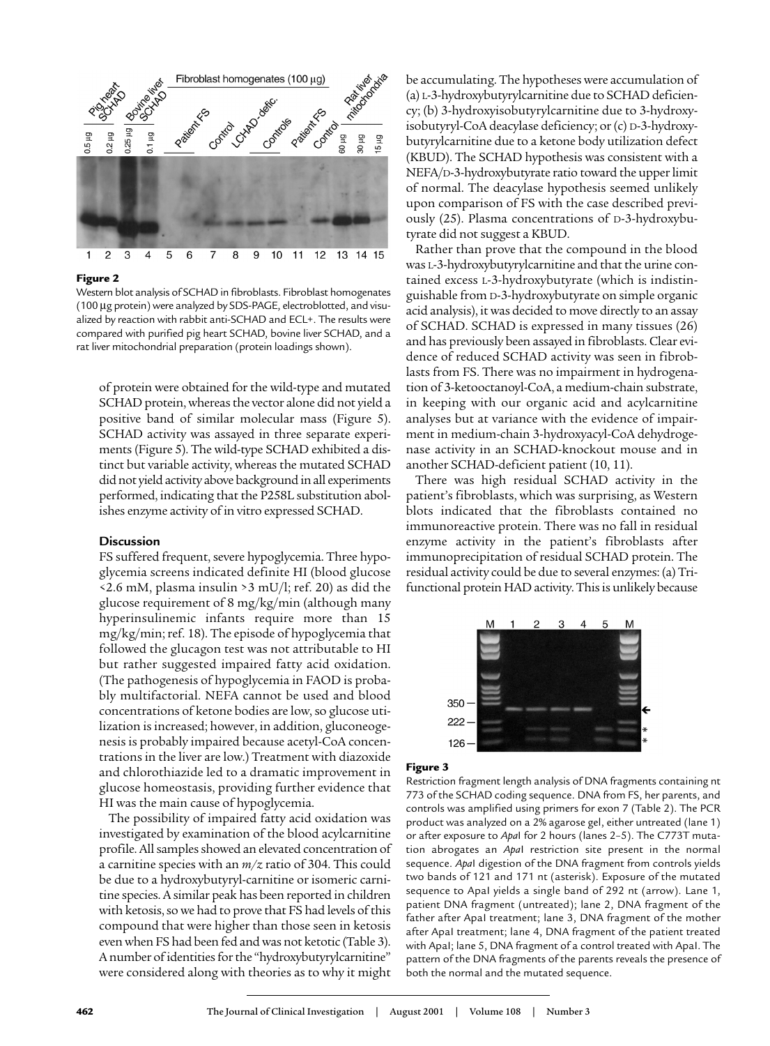**Figure 2**

Western blot analysis of SCHAD in fibroblasts. Fibroblast homogenates (100 μg protein) were analyzed by SDS-PAGE, electroblotted, and visualized by reaction with rabbit anti-SCHAD and ECL+. The results were compared with purified pig heart SCHAD, bovine liver SCHAD, and a rat liver mitochondrial preparation (protein loadings shown).

of protein were obtained for the wild-type and mutated SCHAD protein, whereas the vector alone did not yield a positive band of similar molecular mass (Figure 5). SCHAD activity was assayed in three separate experiments (Figure 5). The wild-type SCHAD exhibited a distinct but variable activity, whereas the mutated SCHAD did not yield activity above background in all experiments performed, indicating that the P258L substitution abolishes enzyme activity of in vitro expressed SCHAD.

## Discussion

FS suffered frequent, severe hypoglycemia. Three hypoglycemia screens indicated definite HI (blood glucose <2.6 mM, plasma insulin >3 mU/l; ref. 20) as did the glucose requirement of 8 mg/kg/min (although many hyperinsulinemic infants require more than 15 mg/kg/min; ref. 18). The episode of hypoglycemia that followed the glucagon test was not attributable to HI but rather suggested impaired fatty acid oxidation. (The pathogenesis of hypoglycemia in FAOD is probably multifactorial. NEFA cannot be used and blood concentrations of ketone bodies are low, so glucose utilization is increased; however, in addition, gluconeogenesis is probably impaired because acetyl-CoA concentrations in the liver are low.) Treatment with diazoxide and chlorothiazide led to a dramatic improvement in glucose homeostasis, providing further evidence that HI was the main cause of hypoglycemia.

The possibility of impaired fatty acid oxidation was investigated by examination of the blood acylcarnitine profile. All samples showed an elevated concentration of a carnitine species with an $m/z$ ratio of 304. This could be due to a hydroxybutyryl-carnitine or isomeric carnitine species. A similar peak has been reported in children with ketosis, so we had to prove that FS had levels of this compound that were higher than those seen in ketosis even when FS had been fed and was not ketotic (Table 3). A number of identities for the "hydroxybutyrylcarnitine" were considered along with theories as to why it might be accumulating. The hypotheses were accumulation of (a) L-3-hydroxybutyrylcarnitine due to SCHAD deficiency; (b) 3-hydroxyisobutyrylcarnitine due to 3-hydroxyisobutyryl-CoA deacylase deficiency; or (c) D-3-hydroxybutyrylcarnitine due to a ketone body utilization defect (KBUD). The SCHAD hypothesis was consistent with a NEFA/D-3-hydroxybutyrate ratio toward the upper limit of normal. The deacylase hypothesis seemed unlikely upon comparison of FS with the case described previously (25). Plasma concentrations of D-3-hydroxybutyrate did not suggest a KBUD.

Rather than prove that the compound in the blood was L-3-hydroxybutyrylcarnitine and that the urine contained excess L-3-hydroxybutyrate (which is indistinguishable from D-3-hydroxybutyrate on simple organic acid analysis), it was decided to move directly to an assay of SCHAD. SCHAD is expressed in many tissues (26) and has previously been assayed in fibroblasts. Clear evidence of reduced SCHAD activity was seen in fibroblasts from FS. There was no impairment in hydrogenation of 3-ketooctanoyl-CoA, a medium-chain substrate, in keeping with our organic acid and acylcarnitine analyses but at variance with the evidence of impairment in medium-chain 3-hydroxyacyl-CoA dehydrogenase activity in an SCHAD-knockout mouse and in another SCHAD-deficient patient (10, 11).

There was high residual SCHAD activity in the patient's fibroblasts, which was surprising, as Western blots indicated that the fibroblasts contained no immunoreactive protein. There was no fall in residual enzyme activity in the patient's fibroblasts after immunoprecipitation of residual SCHAD protein. The residual activity could be due to several enzymes: (a) Trifunctional protein HAD activity. This is unlikely because

**Figure 3**

Restriction fragment length analysis of DNA fragments containing nt 773 of the SCHAD coding sequence. DNA from FS, her parents, and controls was amplified using primers for exon 7 (Table 2). The PCR product was analyzed on a 2% agarose gel, either untreated (lane 1) or after exposure to *Apa*I for 2 hours (lanes 2–5). The C773T mutation abrogates an *Apa*I restriction site present in the normal sequence. *Apa*I digestion of the DNA fragment from controls yields two bands of 121 and 171 nt (asterisk). Exposure of the mutated sequence to ApaI yields a single band of 292 nt (arrow). Lane 1, patient DNA fragment (untreated); lane 2, DNA fragment of the father after ApaI treatment; lane 3, DNA fragment of the mother after ApaI treatment; lane 4, DNA fragment of the patient treated with ApaI; lane 5, DNA fragment of a control treated with ApaI. The pattern of the DNA fragments of the parents reveals the presence of both the normal and the mutated sequence.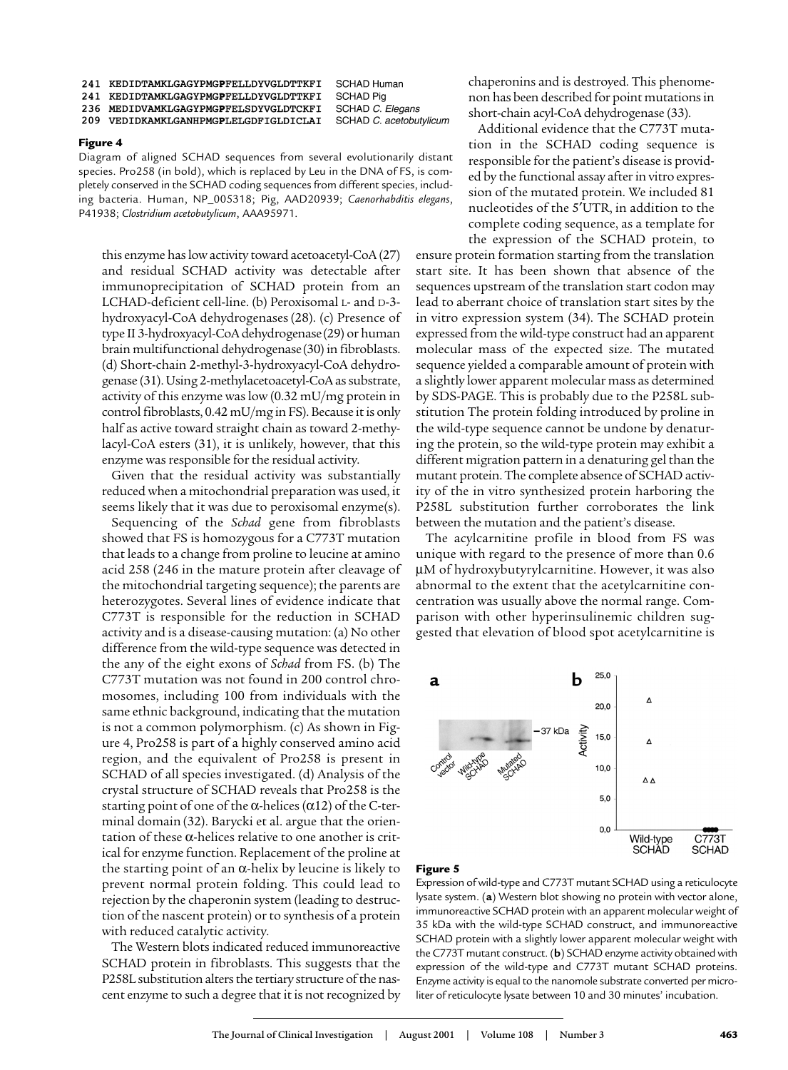```
241 KEDIDTAMKLGAGYPMGPFELLDYVGLDTTKFI   SCHAD Human
241 KEDIDTAMKLGAGYPMGPFELLDYVGLDTTKFI   SCHAD Pig
236 MEDIDVAMKLGAGYPMGPFELSDYVGLDTCKFI   SCHAD C. Elegans
209 VEDIDKAMKLGANHPMGPLELGDFIGLDICLAI   SCHAD C. acetobutylicum
```

**Figure 4**

Diagram of aligned SCHAD sequences from several evolutionarily distant species. Pro258 (in bold), which is replaced by Leu in the DNA of FS, is completely conserved in the SCHAD coding sequences from different species, including bacteria. Human, NP_005318; Pig, AAD20939; *Caenorhabditis elegans*, P41938; *Clostridium acetobutylicum*, AAA95971.

this enzyme has low activity toward acetoacetyl-CoA (27) and residual SCHAD activity was detectable after immunoprecipitation of SCHAD protein from an LCHAD-deficient cell-line. (b) Peroxisomal L- and D-3-hydroxyacyl-CoA dehydrogenases (28). (c) Presence of type II 3-hydroxyacyl-CoA dehydrogenase (29) or human brain multifunctional dehydrogenase (30) in fibroblasts. (d) Short-chain 2-methyl-3-hydroxyacyl-CoA dehydrogenase (31). Using 2-methylacetoacetyl-CoA as substrate, activity of this enzyme was low (0.32 mU/mg protein in control fibroblasts, 0.42 mU/mg in FS). Because it is only half as active toward straight chain as toward 2-methylacyl-CoA esters (31), it is unlikely, however, that this enzyme was responsible for the residual activity.

Given that the residual activity was substantially reduced when a mitochondrial preparation was used, it seems likely that it was due to peroxisomal enzyme(s).

Sequencing of the *Schad* gene from fibroblasts showed that FS is homozygous for a C773T mutation that leads to a change from proline to leucine at amino acid 258 (246 in the mature protein after cleavage of the mitochondrial targeting sequence); the parents are heterozygotes. Several lines of evidence indicate that C773T is responsible for the reduction in SCHAD activity and is a disease-causing mutation: (a) No other difference from the wild-type sequence was detected in the any of the eight exons of *Schad* from FS. (b) The C773T mutation was not found in 200 control chromosomes, including 100 from individuals with the same ethnic background, indicating that the mutation is not a common polymorphism. (c) As shown in Figure 4, Pro258 is part of a highly conserved amino acid region, and the equivalent of Pro258 is present in SCHAD of all species investigated. (d) Analysis of the crystal structure of SCHAD reveals that Pro258 is the starting point of one of the α-helices (α12) of the C-terminal domain (32). Barycki et al. argue that the orientation of these α-helices relative to one another is critical for enzyme function. Replacement of the proline at the starting point of an α-helix by leucine is likely to prevent normal protein folding. This could lead to rejection by the chaperonin system (leading to destruction of the nascent protein) or to synthesis of a protein with reduced catalytic activity.

The Western blots indicated reduced immunoreactive SCHAD protein in fibroblasts. This suggests that the P258L substitution alters the tertiary structure of the nascent enzyme to such a degree that it is not recognized by chaperonins and is destroyed. This phenomenon has been described for point mutations in short-chain acyl-CoA dehydrogenase (33).

Additional evidence that the C773T mutation in the SCHAD coding sequence is responsible for the patient's disease is provided by the functional assay after in vitro expression of the mutated protein. We included 81 nucleotides of the 5′UTR, in addition to the complete coding sequence, as a template for the expression of the SCHAD protein, to ensure protein formation starting from the translation start site. It has been shown that absence of the sequences upstream of the translation start codon may lead to aberrant choice of translation start sites by the in vitro expression system (34). The SCHAD protein expressed from the wild-type construct had an apparent molecular mass of the expected size. The mutated sequence yielded a comparable amount of protein with a slightly lower apparent molecular mass as determined by SDS-PAGE. This is probably due to the P258L substitution The protein folding introduced by proline in the wild-type sequence cannot be undone by denaturing the protein, so the wild-type protein may exhibit a different migration pattern in a denaturing gel than the mutant protein. The complete absence of SCHAD activity of the in vitro synthesized protein harboring the P258L substitution further corroborates the link between the mutation and the patient's disease.

The acylcarnitine profile in blood from FS was unique with regard to the presence of more than 0.6 μM of hydroxybutyrylcarnitine. However, it was also abnormal to the extent that the acetylcarnitine concentration was usually above the normal range. Comparison with other hyperinsulinemic children suggested that elevation of blood spot acetylcarnitine is

**Figure 5**

Expression of wild-type and C773T mutant SCHAD using a reticulocyte lysate system. (**a**) Western blot showing no protein with vector alone, immunoreactive SCHAD protein with an apparent molecular weight of 35 kDa with the wild-type SCHAD construct, and immunoreactive SCHAD protein with a slightly lower apparent molecular weight with the C773T mutant construct. (**b**) SCHAD enzyme activity obtained with expression of the wild-type and C773T mutant SCHAD proteins. Enzyme activity is equal to the nanomole substrate converted per microliter of reticulocyte lysate between 10 and 30 minutes' incubation.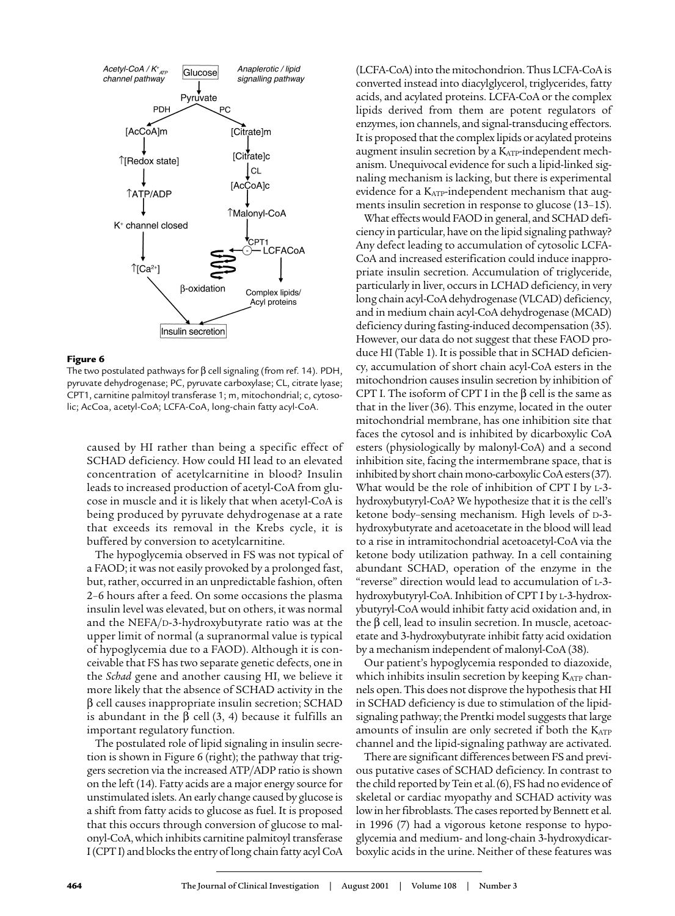Acetyl-CoA / $K^+_{ATP}$ channel pathway | Glucose | Anaplerotic / lipid signalling pathway

Glucose → Pyruvate

PDH → [AcCoA]m → ↑[Redox state] → ↑ATP/ADP → $K^+$ channel closed → ↑[$Ca^{2+}$] → Insulin secretion

PC → [Citrate]m → [Citrate]c → CL → [AcCoA]c → ↑Malonyl-CoA → CPT1 (–) LCFACoA → β-oxidation; LCFACoA → Complex lipids/ Acyl proteins → Insulin secretion

**Figure 6**

The two postulated pathways for β cell signaling (from ref. 14). PDH, pyruvate dehydrogenase; PC, pyruvate carboxylase; CL, citrate lyase; CPT1, carnitine palmitoyl transferase 1; m, mitochondrial; c, cytosolic; AcCoa, acetyl-CoA; LCFA-CoA, long-chain fatty acyl-CoA.

caused by HI rather than being a specific effect of SCHAD deficiency. How could HI lead to an elevated concentration of acetylcarnitine in blood? Insulin leads to increased production of acetyl-CoA from glucose in muscle and it is likely that when acetyl-CoA is being produced by pyruvate dehydrogenase at a rate that exceeds its removal in the Krebs cycle, it is buffered by conversion to acetylcarnitine.

The hypoglycemia observed in FS was not typical of a FAOD; it was not easily provoked by a prolonged fast, but, rather, occurred in an unpredictable fashion, often 2–6 hours after a feed. On some occasions the plasma insulin level was elevated, but on others, it was normal and the NEFA/D-3-hydroxybutyrate ratio was at the upper limit of normal (a supranormal value is typical of hypoglycemia due to a FAOD). Although it is conceivable that FS has two separate genetic defects, one in the *Schad* gene and another causing HI, we believe it more likely that the absence of SCHAD activity in the β cell causes inappropriate insulin secretion; SCHAD is abundant in the β cell (3, 4) because it fulfills an important regulatory function.

The postulated role of lipid signaling in insulin secretion is shown in Figure 6 (right); the pathway that triggers secretion via the increased ATP/ADP ratio is shown on the left (14). Fatty acids are a major energy source for unstimulated islets. An early change caused by glucose is a shift from fatty acids to glucose as fuel. It is proposed that this occurs through conversion of glucose to malonyl-CoA, which inhibits carnitine palmitoyl transferase I (CPT I) and blocks the entry of long chain fatty acyl CoA (LCFA-CoA) into the mitochondrion. Thus LCFA-CoA is converted instead into diacylglycerol, triglycerides, fatty acids, and acylated proteins. LCFA-CoA or the complex lipids derived from them are potent regulators of enzymes, ion channels, and signal-transducing effectors. It is proposed that the complex lipids or acylated proteins augment insulin secretion by a $K_{ATP}$-independent mechanism. Unequivocal evidence for such a lipid-linked signaling mechanism is lacking, but there is experimental evidence for a $K_{ATP}$-independent mechanism that augments insulin secretion in response to glucose (13–15).

What effects would FAOD in general, and SCHAD deficiency in particular, have on the lipid signaling pathway? Any defect leading to accumulation of cytosolic LCFA-CoA and increased esterification could induce inappropriate insulin secretion. Accumulation of triglyceride, particularly in liver, occurs in LCHAD deficiency, in very long chain acyl-CoA dehydrogenase (VLCAD) deficiency, and in medium chain acyl-CoA dehydrogenase (MCAD) deficiency during fasting-induced decompensation (35). However, our data do not suggest that these FAOD produce HI (Table 1). It is possible that in SCHAD deficiency, accumulation of short chain acyl-CoA esters in the mitochondrion causes insulin secretion by inhibition of CPT I. The isoform of CPT I in the β cell is the same as that in the liver (36). This enzyme, located in the outer mitochondrial membrane, has one inhibition site that faces the cytosol and is inhibited by dicarboxylic CoA esters (physiologically by malonyl-CoA) and a second inhibition site, facing the intermembrane space, that is inhibited by short chain mono-carboxylic CoA esters (37). What would be the role of inhibition of CPT I by L-3-hydroxybutyryl-CoA? We hypothesize that it is the cell's ketone body–sensing mechanism. High levels of D-3-hydroxybutyrate and acetoacetate in the blood will lead to a rise in intramitochondrial acetoacetyl-CoA via the ketone body utilization pathway. In a cell containing abundant SCHAD, operation of the enzyme in the "reverse" direction would lead to accumulation of L-3-hydroxybutyryl-CoA. Inhibition of CPT I by L-3-hydroxybutyryl-CoA would inhibit fatty acid oxidation and, in the β cell, lead to insulin secretion. In muscle, acetoacetate and 3-hydroxybutyrate inhibit fatty acid oxidation by a mechanism independent of malonyl-CoA (38).

Our patient's hypoglycemia responded to diazoxide, which inhibits insulin secretion by keeping $K_{ATP}$ channels open. This does not disprove the hypothesis that HI in SCHAD deficiency is due to stimulation of the lipid-signaling pathway; the Prentki model suggests that large amounts of insulin are only secreted if both the $K_{ATP}$ channel and the lipid-signaling pathway are activated.

There are significant differences between FS and previous putative cases of SCHAD deficiency. In contrast to the child reported by Tein et al. (6), FS had no evidence of skeletal or cardiac myopathy and SCHAD activity was low in her fibroblasts. The cases reported by Bennett et al. in 1996 (7) had a vigorous ketone response to hypoglycemia and medium- and long-chain 3-hydroxydicarboxylic acids in the urine. Neither of these features was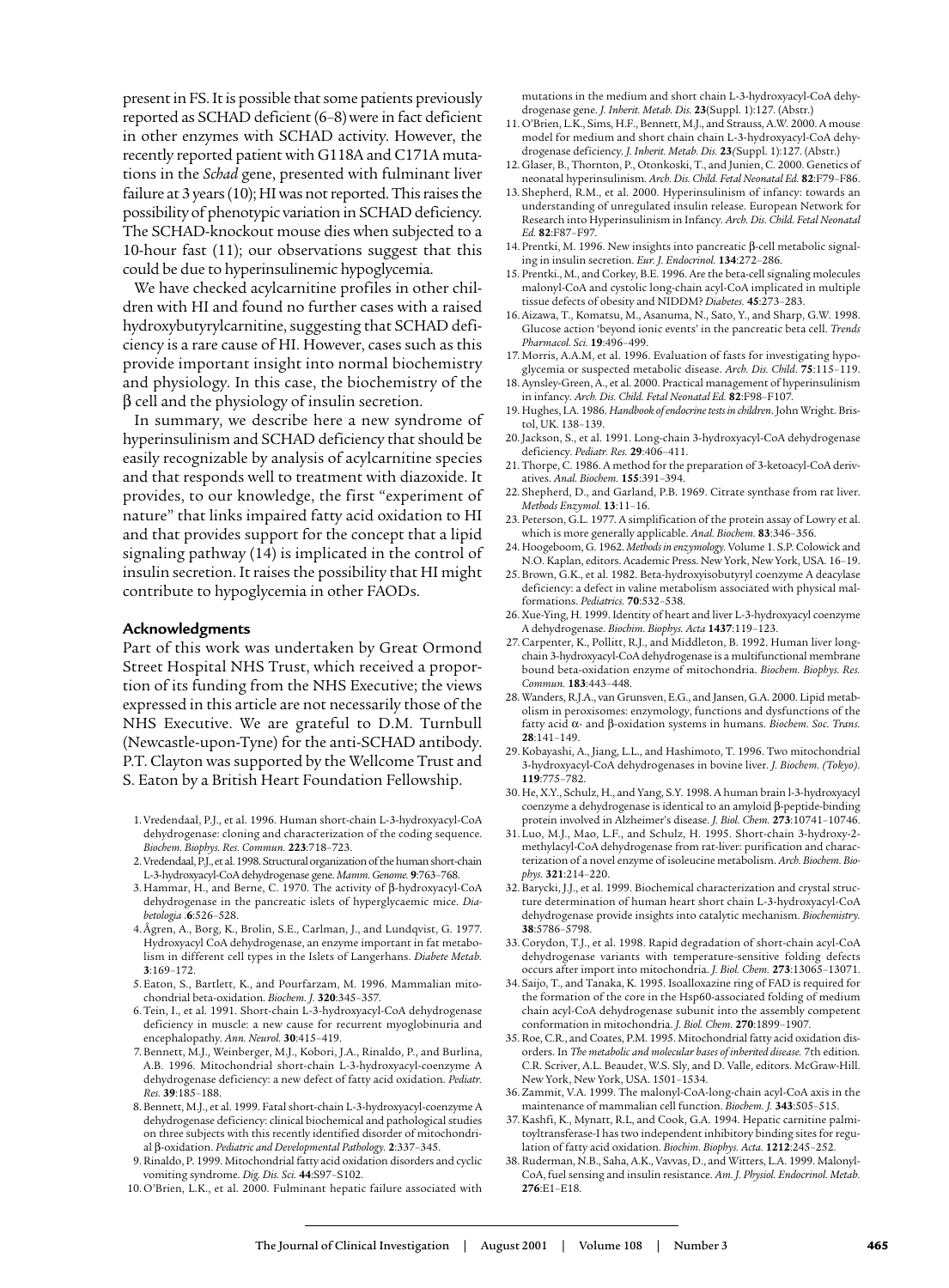present in FS. It is possible that some patients previously reported as SCHAD deficient (6–8) were in fact deficient in other enzymes with SCHAD activity. However, the recently reported patient with G118A and C171A mutations in the *Schad* gene, presented with fulminant liver failure at 3 years (10); HI was not reported. This raises the possibility of phenotypic variation in SCHAD deficiency. The SCHAD-knockout mouse dies when subjected to a 10-hour fast (11); our observations suggest that this could be due to hyperinsulinemic hypoglycemia.

We have checked acylcarnitine profiles in other children with HI and found no further cases with a raised hydroxybutyrylcarnitine, suggesting that SCHAD deficiency is a rare cause of HI. However, cases such as this provide important insight into normal biochemistry and physiology. In this case, the biochemistry of the β cell and the physiology of insulin secretion.

In summary, we describe here a new syndrome of hyperinsulinism and SCHAD deficiency that should be easily recognizable by analysis of acylcarnitine species and that responds well to treatment with diazoxide. It provides, to our knowledge, the first "experiment of nature" that links impaired fatty acid oxidation to HI and that provides support for the concept that a lipid signaling pathway (14) is implicated in the control of insulin secretion. It raises the possibility that HI might contribute to hypoglycemia in other FAODs.

## Acknowledgments

Part of this work was undertaken by Great Ormond Street Hospital NHS Trust, which received a proportion of its funding from the NHS Executive; the views expressed in this article are not necessarily those of the NHS Executive. We are grateful to D.M. Turnbull (Newcastle-upon-Tyne) for the anti-SCHAD antibody. P.T. Clayton was supported by the Wellcome Trust and S. Eaton by a British Heart Foundation Fellowship.

1. Vredendaal, P.J., et al. 1996. Human short-chain L-3-hydroxyacyl-CoA dehydrogenase: cloning and characterization of the coding sequence. *Biochem. Biophys. Res. Commun.* **223**:718–723.
2. Vredendaal, P.J., et al. 1998. Structural organization of the human short-chain L-3-hydroxyacyl-CoA dehydrogenase gene. *Mamm. Genome.* **9**:763–768.
3. Hammar, H., and Berne, C. 1970. The activity of β-hydroxyacyl-CoA dehydrogenase in the pancreatic islets of hyperglycaemic mice. *Diabetologia* .**6**:526–528.
4. Ågren, A., Borg, K., Brolin, S.E., Carlman, J., and Lundqvist, G. 1977. Hydroxyacyl CoA dehydrogenase, an enzyme important in fat metabolism in different cell types in the Islets of Langerhans. *Diabete Metab.* **3**:169–172.
5. Eaton, S., Bartlett, K., and Pourfarzam, M. 1996. Mammalian mitochondrial beta-oxidation. *Biochem. J.* **320**:345–357.
6. Tein, I., et al. 1991. Short-chain L-3-hydroxyacyl-CoA dehydrogenase deficiency in muscle: a new cause for recurrent myoglobinuria and encephalopathy. *Ann. Neurol.* **30**:415–419.
7. Bennett, M.J., Weinberger, M.J., Kobori, J.A., Rinaldo, P., and Burlina, A.B. 1996. Mitochondrial short-chain L-3-hydroxyacyl-coenzyme A dehydrogenase deficiency: a new defect of fatty acid oxidation. *Pediatr. Res.* **39**:185–188.
8. Bennett, M.J., et al. 1999. Fatal short-chain L-3-hydroxyacyl-coenzyme A dehydrogenase deficiency: clinical biochemical and pathological studies on three subjects with this recently identified disorder of mitochondrial β-oxidation. *Pediatric and Developmental Pathology.* **2**:337–345.
9. Rinaldo, P. 1999. Mitochondrial fatty acid oxidation disorders and cyclic vomiting syndrome. *Dig. Dis. Sci.* **44**:S97–S102.
10. O'Brien, L.K., et al. 2000. Fulminant hepatic failure associated with mutations in the medium and short chain L-3-hydroxyacyl-CoA dehydrogenase gene. *J. Inherit. Metab. Dis.* **23**(Suppl. 1):127. (Abstr.)
11. O'Brien, L.K., Sims, H.F., Bennett, M.J., and Strauss, A.W. 2000. A mouse model for medium and short chain chain L-3-hydroxyacyl-CoA dehydrogenase deficiency. *J. Inherit. Metab. Dis.* **23**(Suppl. 1):127. (Abstr.)
12. Glaser, B., Thornton, P., Otonkoski, T., and Junien, C. 2000. Genetics of neonatal hyperinsulinism. *Arch. Dis. Child. Fetal Neonatal Ed.* **82**:F79–F86.
13. Shepherd, R.M., et al. 2000. Hyperinsulinism of infancy: towards an understanding of unregulated insulin release. European Network for Research into Hyperinsulinism in Infancy. *Arch. Dis. Child. Fetal Neonatal Ed.* **82**:F87–F97.
14. Prentki, M. 1996. New insights into pancreatic β-cell metabolic signaling in insulin secretion. *Eur. J. Endocrinol.* **134**:272–286.
15. Prentki, M., and Corkey, B.E. 1996. Are the beta-cell signaling molecules malonyl-CoA and cystolic long-chain acyl-CoA implicated in multiple tissue defects of obesity and NIDDM? *Diabetes.* **45**:273–283.
16. Aizawa, T., Komatsu, M., Asanuma, N., Sato, Y., and Sharp, G.W. 1998. Glucose action 'beyond ionic events' in the pancreatic beta cell. *Trends Pharmacol. Sci.* **19**:496–499.
17. Morris, A.A.M, et al. 1996. Evaluation of fasts for investigating hypoglycemia or suspected metabolic disease. *Arch. Dis. Child.* **75**:115–119.
18. Aynsley-Green, A., et al. 2000. Practical management of hyperinsulinism in infancy. *Arch. Dis. Child. Fetal Neonatal Ed.* **82**:F98–F107.
19. Hughes, I.A. 1986. *Handbook of endocrine tests in children*. John Wright. Bristol, UK. 138–139.
20. Jackson, S., et al. 1991. Long-chain 3-hydroxyacyl-CoA dehydrogenase deficiency. *Pediatr. Res.* **29**:406–411.
21. Thorpe, C. 1986. A method for the preparation of 3-ketoacyl-CoA derivatives. *Anal. Biochem.* **155**:391–394.
22. Shepherd, D., and Garland, P.B. 1969. Citrate synthase from rat liver. *Methods Enzymol.* **13**:11–16.
23. Peterson, G.L. 1977. A simplification of the protein assay of Lowry et al. which is more generally applicable. *Anal. Biochem.* **83**:346–356.
24. Hoogeboom, G. 1962. *Methods in enzymology*. Volume 1. S.P. Colowick and N.O. Kaplan, editors. Academic Press. New York, New York, USA. 16–19.
25. Brown, G.K., et al. 1982. Beta-hydroxyisobutyryl coenzyme A deacylase deficiency: a defect in valine metabolism associated with physical malformations. *Pediatrics.* **70**:532–538.
26. Xue-Ying, H. 1999. Identity of heart and liver L-3-hydroxyacyl coenzyme A dehydrogenase. *Biochim. Biophys. Acta* **1437**:119–123.
27. Carpenter, K., Pollitt, R.J., and Middleton, B. 1992. Human liver long-chain 3-hydroxyacyl-CoA dehydrogenase is a multifunctional membrane bound beta-oxidation enzyme of mitochondria. *Biochem. Biophys. Res. Commun.* **183**:443–448.
28. Wanders, R.J.A., van Grunsven, E.G., and Jansen, G.A. 2000. Lipid metabolism in peroxisomes: enzymology, functions and dysfunctions of the fatty acid α- and β-oxidation systems in humans. *Biochem. Soc. Trans.* **28**:141–149.
29. Kobayashi, A., Jiang, L.L., and Hashimoto, T. 1996. Two mitochondrial 3-hydroxyacyl-CoA dehydrogenases in bovine liver. *J. Biochem. (Tokyo).* **119**:775–782.
30. He, X.Y., Schulz, H., and Yang, S.Y. 1998. A human brain l-3-hydroxyacyl coenzyme a dehydrogenase is identical to an amyloid β-peptide-binding protein involved in Alzheimer's disease. *J. Biol. Chem.* **273**:10741–10746.
31. Luo, M.J., Mao, L.F., and Schulz, H. 1995. Short-chain 3-hydroxy-2-methylacyl-CoA dehydrogenase from rat-liver: purification and characterization of a novel enzyme of isoleucine metabolism. *Arch. Biochem. Biophys.* **321**:214–220.
32. Barycki, J.J., et al. 1999. Biochemical characterization and crystal structure determination of human heart short chain L-3-hydroxyacyl-CoA dehydrogenase provide insights into catalytic mechanism. *Biochemistry.* **38**:5786–5798.
33. Corydon, T.J., et al. 1998. Rapid degradation of short-chain acyl-CoA dehydrogenase variants with temperature-sensitive folding defects occurs after import into mitochondria. *J. Biol. Chem.* **273**:13065–13071.
34. Saijo, T., and Tanaka, K. 1995. Isoalloxazine ring of FAD is required for the formation of the core in the Hsp60-associated folding of medium chain acyl-CoA dehydrogenase subunit into the assembly competent conformation in mitochondria. *J. Biol. Chem.* **270**:1899–1907.
35. Roe, C.R., and Coates, P.M. 1995. Mitochondrial fatty acid oxidation disorders. In *The metabolic and molecular bases of inherited disease.* 7th edition. C.R. Scriver, A.L. Beaudet, W.S. Sly, and D. Valle, editors. McGraw-Hill. New York, New York, USA. 1501–1534.
36. Zammit, V.A. 1999. The malonyl-CoA-long-chain acyl-CoA axis in the maintenance of mammalian cell function. *Biochem. J.* **343**:505–515.
37. Kashfi, K., Mynatt, R.L, and Cook, G.A. 1994. Hepatic carnitine palmitoyltransferase-I has two independent inhibitory binding sites for regulation of fatty acid oxidation. *Biochim. Biophys. Acta.* **1212**:245–252.
38. Ruderman, N.B., Saha, A.K., Vavvas, D., and Witters, L.A. 1999. Malonyl-CoA, fuel sensing and insulin resistance. *Am. J. Physiol. Endocrinol. Metab.* **276**:E1–E18.